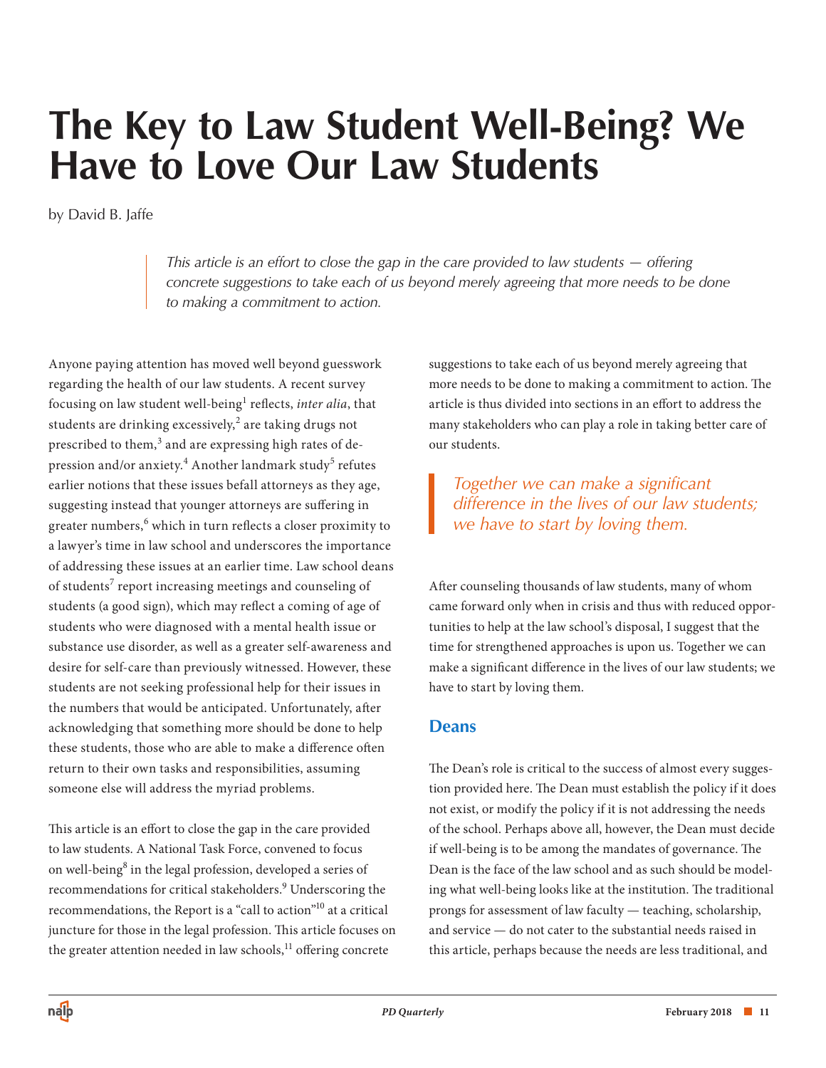# The Key to Law Student Well-Being? We Have to Love Our Law Students

by David B. Jaffe

> *This article is an effort to close the gap in the care provided to law students — offering concrete suggestions to take each of us beyond merely agreeing that more needs to be done to making a commitment to action.*

Anyone paying attention has moved well beyond guesswork regarding the health of our law students. A recent survey focusing on law student well-being[1] reflects, *inter alia*, that students are drinking excessively,[2] are taking drugs not prescribed to them,[3] and are expressing high rates of depression and/or anxiety.[4] Another landmark study[5] refutes earlier notions that these issues befall attorneys as they age, suggesting instead that younger attorneys are suffering in greater numbers,[6] which in turn reflects a closer proximity to a lawyer's time in law school and underscores the importance of addressing these issues at an earlier time. Law school deans of students[7] report increasing meetings and counseling of students (a good sign), which may reflect a coming of age of students who were diagnosed with a mental health issue or substance use disorder, as well as a greater self-awareness and desire for self-care than previously witnessed. However, these students are not seeking professional help for their issues in the numbers that would be anticipated. Unfortunately, after acknowledging that something more should be done to help these students, those who are able to make a difference often return to their own tasks and responsibilities, assuming someone else will address the myriad problems.

This article is an effort to close the gap in the care provided to law students. A National Task Force, convened to focus on well-being[8] in the legal profession, developed a series of recommendations for critical stakeholders.[9] Underscoring the recommendations, the Report is a "call to action"[10] at a critical juncture for those in the legal profession. This article focuses on the greater attention needed in law schools,[11] offering concrete suggestions to take each of us beyond merely agreeing that more needs to be done to making a commitment to action. The article is thus divided into sections in an effort to address the many stakeholders who can play a role in taking better care of our students.

> *Together we can make a significant difference in the lives of our law students; we have to start by loving them.*

After counseling thousands of law students, many of whom came forward only when in crisis and thus with reduced opportunities to help at the law school's disposal, I suggest that the time for strengthened approaches is upon us. Together we can make a significant difference in the lives of our law students; we have to start by loving them.

## Deans

The Dean's role is critical to the success of almost every suggestion provided here. The Dean must establish the policy if it does not exist, or modify the policy if it is not addressing the needs of the school. Perhaps above all, however, the Dean must decide if well-being is to be among the mandates of governance. The Dean is the face of the law school and as such should be modeling what well-being looks like at the institution. The traditional prongs for assessment of law faculty — teaching, scholarship, and service — do not cater to the substantial needs raised in this article, perhaps because the needs are less traditional, and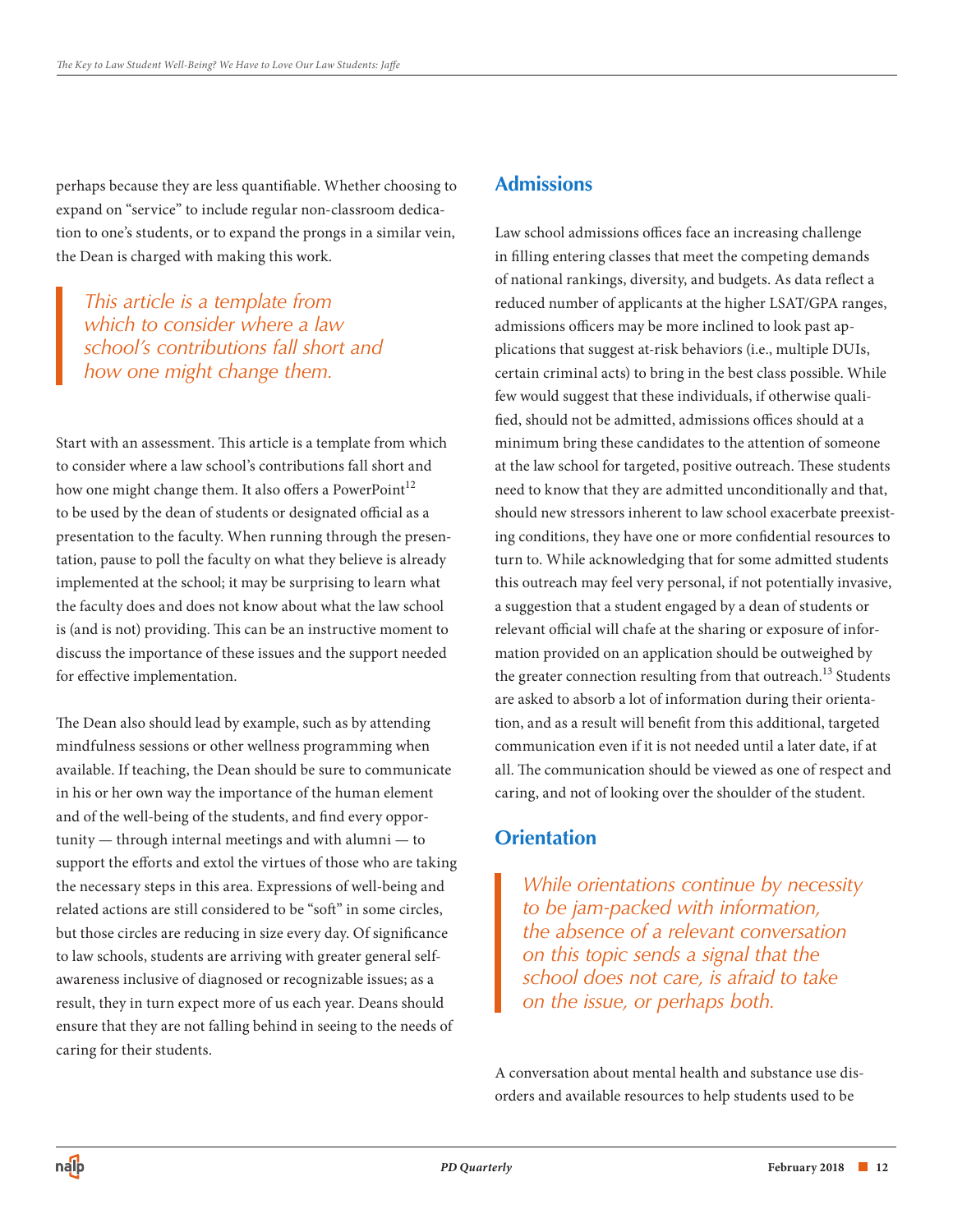perhaps because they are less quantifiable. Whether choosing to expand on "service" to include regular non-classroom dedication to one's students, or to expand the prongs in a similar vein, the Dean is charged with making this work.

> *This article is a template from which to consider where a law school's contributions fall short and how one might change them.*

Start with an assessment. This article is a template from which to consider where a law school's contributions fall short and how one might change them. It also offers a PowerPoint[12] to be used by the dean of students or designated official as a presentation to the faculty. When running through the presentation, pause to poll the faculty on what they believe is already implemented at the school; it may be surprising to learn what the faculty does and does not know about what the law school is (and is not) providing. This can be an instructive moment to discuss the importance of these issues and the support needed for effective implementation.

The Dean also should lead by example, such as by attending mindfulness sessions or other wellness programming when available. If teaching, the Dean should be sure to communicate in his or her own way the importance of the human element and of the well-being of the students, and find every opportunity — through internal meetings and with alumni — to support the efforts and extol the virtues of those who are taking the necessary steps in this area. Expressions of well-being and related actions are still considered to be "soft" in some circles, but those circles are reducing in size every day. Of significance to law schools, students are arriving with greater general self-awareness inclusive of diagnosed or recognizable issues; as a result, they in turn expect more of us each year. Deans should ensure that they are not falling behind in seeing to the needs of caring for their students.

## Admissions

Law school admissions offices face an increasing challenge in filling entering classes that meet the competing demands of national rankings, diversity, and budgets. As data reflect a reduced number of applicants at the higher LSAT/GPA ranges, admissions officers may be more inclined to look past applications that suggest at-risk behaviors (i.e., multiple DUIs, certain criminal acts) to bring in the best class possible. While few would suggest that these individuals, if otherwise qualified, should not be admitted, admissions offices should at a minimum bring these candidates to the attention of someone at the law school for targeted, positive outreach. These students need to know that they are admitted unconditionally and that, should new stressors inherent to law school exacerbate preexisting conditions, they have one or more confidential resources to turn to. While acknowledging that for some admitted students this outreach may feel very personal, if not potentially invasive, a suggestion that a student engaged by a dean of students or relevant official will chafe at the sharing or exposure of information provided on an application should be outweighed by the greater connection resulting from that outreach.[13] Students are asked to absorb a lot of information during their orientation, and as a result will benefit from this additional, targeted communication even if it is not needed until a later date, if at all. The communication should be viewed as one of respect and caring, and not of looking over the shoulder of the student.

## Orientation

> *While orientations continue by necessity to be jam-packed with information, the absence of a relevant conversation on this topic sends a signal that the school does not care, is afraid to take on the issue, or perhaps both.*

A conversation about mental health and substance use disorders and available resources to help students used to be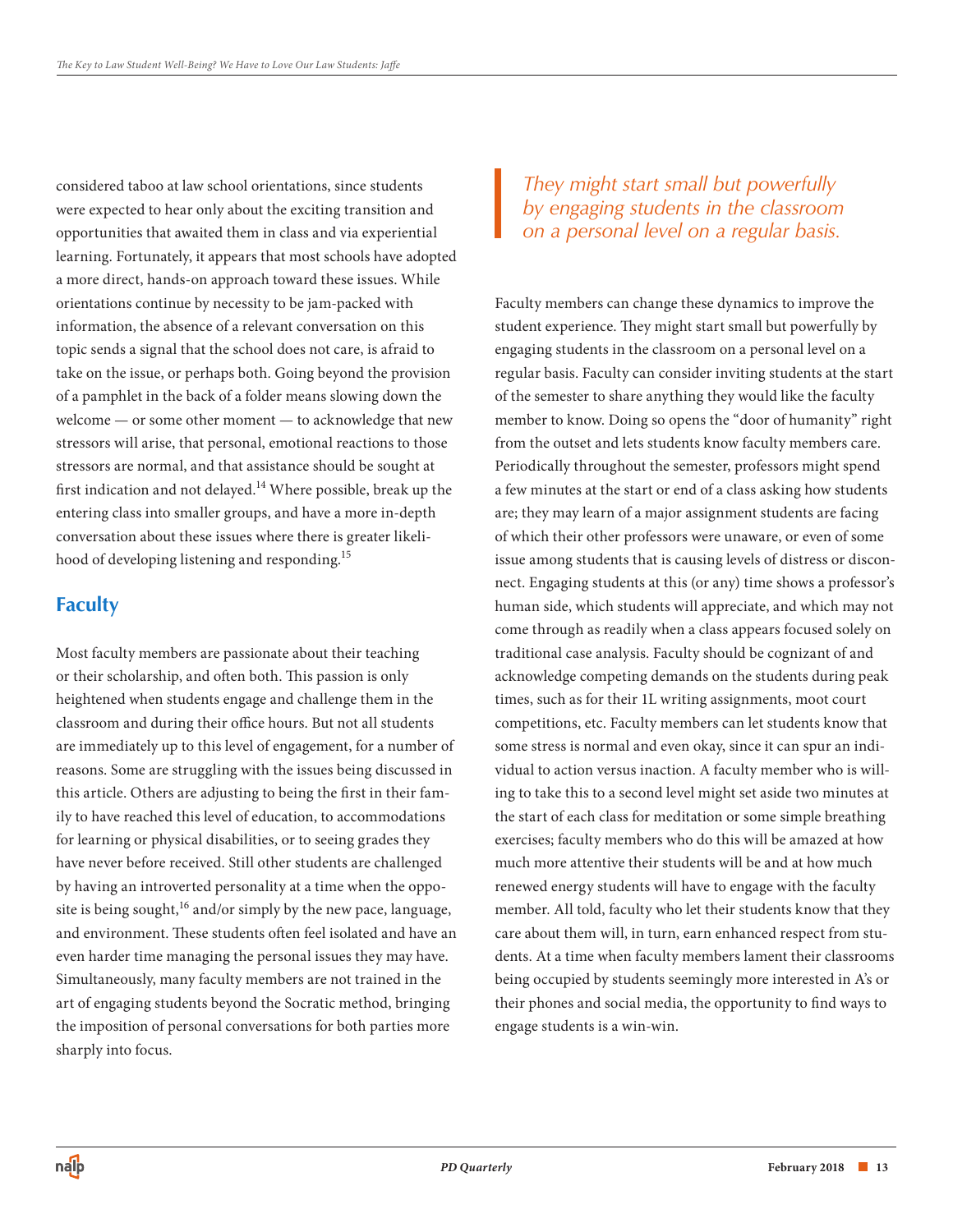considered taboo at law school orientations, since students were expected to hear only about the exciting transition and opportunities that awaited them in class and via experiential learning. Fortunately, it appears that most schools have adopted a more direct, hands-on approach toward these issues. While orientations continue by necessity to be jam-packed with information, the absence of a relevant conversation on this topic sends a signal that the school does not care, is afraid to take on the issue, or perhaps both. Going beyond the provision of a pamphlet in the back of a folder means slowing down the welcome — or some other moment — to acknowledge that new stressors will arise, that personal, emotional reactions to those stressors are normal, and that assistance should be sought at first indication and not delayed.[14] Where possible, break up the entering class into smaller groups, and have a more in-depth conversation about these issues where there is greater likelihood of developing listening and responding.[15]

## Faculty

Most faculty members are passionate about their teaching or their scholarship, and often both. This passion is only heightened when students engage and challenge them in the classroom and during their office hours. But not all students are immediately up to this level of engagement, for a number of reasons. Some are struggling with the issues being discussed in this article. Others are adjusting to being the first in their family to have reached this level of education, to accommodations for learning or physical disabilities, or to seeing grades they have never before received. Still other students are challenged by having an introverted personality at a time when the opposite is being sought,[16] and/or simply by the new pace, language, and environment. These students often feel isolated and have an even harder time managing the personal issues they may have. Simultaneously, many faculty members are not trained in the art of engaging students beyond the Socratic method, bringing the imposition of personal conversations for both parties more sharply into focus.

> *They might start small but powerfully by engaging students in the classroom on a personal level on a regular basis.*

Faculty members can change these dynamics to improve the student experience. They might start small but powerfully by engaging students in the classroom on a personal level on a regular basis. Faculty can consider inviting students at the start of the semester to share anything they would like the faculty member to know. Doing so opens the "door of humanity" right from the outset and lets students know faculty members care. Periodically throughout the semester, professors might spend a few minutes at the start or end of a class asking how students are; they may learn of a major assignment students are facing of which their other professors were unaware, or even of some issue among students that is causing levels of distress or disconnect. Engaging students at this (or any) time shows a professor's human side, which students will appreciate, and which may not come through as readily when a class appears focused solely on traditional case analysis. Faculty should be cognizant of and acknowledge competing demands on the students during peak times, such as for their 1L writing assignments, moot court competitions, etc. Faculty members can let students know that some stress is normal and even okay, since it can spur an individual to action versus inaction. A faculty member who is willing to take this to a second level might set aside two minutes at the start of each class for meditation or some simple breathing exercises; faculty members who do this will be amazed at how much more attentive their students will be and at how much renewed energy students will have to engage with the faculty member. All told, faculty who let their students know that they care about them will, in turn, earn enhanced respect from students. At a time when faculty members lament their classrooms being occupied by students seemingly more interested in A's or their phones and social media, the opportunity to find ways to engage students is a win-win.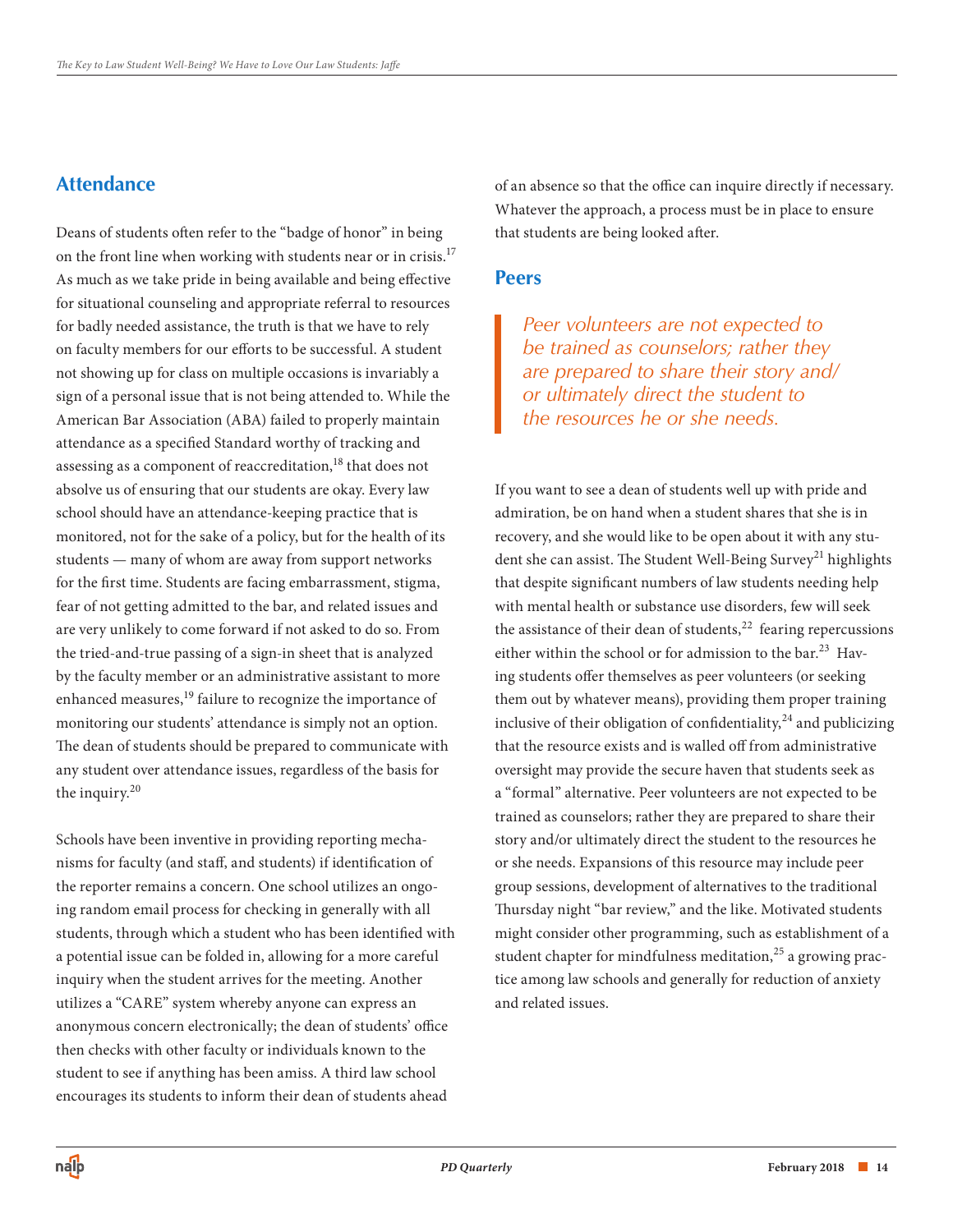## Attendance

Deans of students often refer to the "badge of honor" in being on the front line when working with students near or in crisis.[17] As much as we take pride in being available and being effective for situational counseling and appropriate referral to resources for badly needed assistance, the truth is that we have to rely on faculty members for our efforts to be successful. A student not showing up for class on multiple occasions is invariably a sign of a personal issue that is not being attended to. While the American Bar Association (ABA) failed to properly maintain attendance as a specified Standard worthy of tracking and assessing as a component of reaccreditation,[18] that does not absolve us of ensuring that our students are okay. Every law school should have an attendance-keeping practice that is monitored, not for the sake of a policy, but for the health of its students — many of whom are away from support networks for the first time. Students are facing embarrassment, stigma, fear of not getting admitted to the bar, and related issues and are very unlikely to come forward if not asked to do so. From the tried-and-true passing of a sign-in sheet that is analyzed by the faculty member or an administrative assistant to more enhanced measures,[19] failure to recognize the importance of monitoring our students' attendance is simply not an option. The dean of students should be prepared to communicate with any student over attendance issues, regardless of the basis for the inquiry.[20]

Schools have been inventive in providing reporting mechanisms for faculty (and staff, and students) if identification of the reporter remains a concern. One school utilizes an ongoing random email process for checking in generally with all students, through which a student who has been identified with a potential issue can be folded in, allowing for a more careful inquiry when the student arrives for the meeting. Another utilizes a "CARE" system whereby anyone can express an anonymous concern electronically; the dean of students' office then checks with other faculty or individuals known to the student to see if anything has been amiss. A third law school encourages its students to inform their dean of students ahead of an absence so that the office can inquire directly if necessary. Whatever the approach, a process must be in place to ensure that students are being looked after.

## Peers

> *Peer volunteers are not expected to be trained as counselors; rather they are prepared to share their story and/or ultimately direct the student to the resources he or she needs.*

If you want to see a dean of students well up with pride and admiration, be on hand when a student shares that she is in recovery, and she would like to be open about it with any student she can assist. The Student Well-Being Survey[21] highlights that despite significant numbers of law students needing help with mental health or substance use disorders, few will seek the assistance of their dean of students,[22] fearing repercussions either within the school or for admission to the bar.[23] Having students offer themselves as peer volunteers (or seeking them out by whatever means), providing them proper training inclusive of their obligation of confidentiality,[24] and publicizing that the resource exists and is walled off from administrative oversight may provide the secure haven that students seek as a "formal" alternative. Peer volunteers are not expected to be trained as counselors; rather they are prepared to share their story and/or ultimately direct the student to the resources he or she needs. Expansions of this resource may include peer group sessions, development of alternatives to the traditional Thursday night "bar review," and the like. Motivated students might consider other programming, such as establishment of a student chapter for mindfulness meditation,[25] a growing practice among law schools and generally for reduction of anxiety and related issues.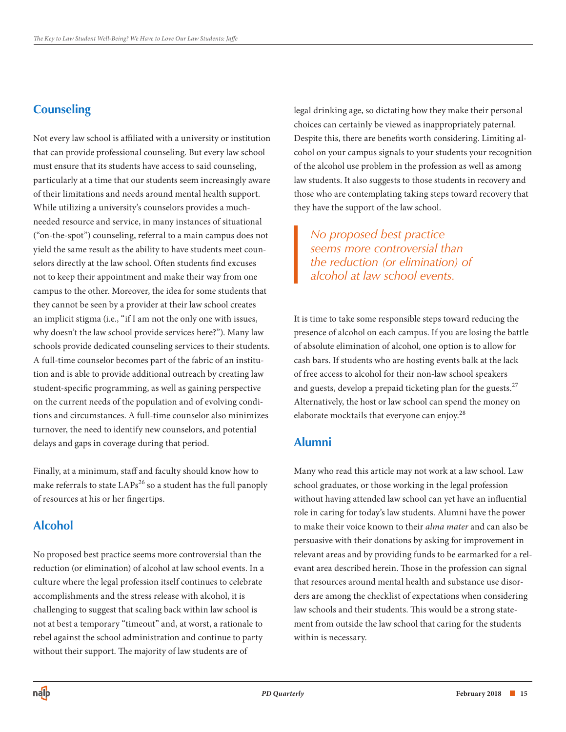## Counseling

Not every law school is affiliated with a university or institution that can provide professional counseling. But every law school must ensure that its students have access to said counseling, particularly at a time that our students seem increasingly aware of their limitations and needs around mental health support. While utilizing a university's counselors provides a much-needed resource and service, in many instances of situational ("on-the-spot") counseling, referral to a main campus does not yield the same result as the ability to have students meet counselors directly at the law school. Often students find excuses not to keep their appointment and make their way from one campus to the other. Moreover, the idea for some students that they cannot be seen by a provider at their law school creates an implicit stigma (i.e., "if I am not the only one with issues, why doesn't the law school provide services here?"). Many law schools provide dedicated counseling services to their students. A full-time counselor becomes part of the fabric of an institution and is able to provide additional outreach by creating law student-specific programming, as well as gaining perspective on the current needs of the population and of evolving conditions and circumstances. A full-time counselor also minimizes turnover, the need to identify new counselors, and potential delays and gaps in coverage during that period.

Finally, at a minimum, staff and faculty should know how to make referrals to state LAPs[26] so a student has the full panoply of resources at his or her fingertips.

## Alcohol

No proposed best practice seems more controversial than the reduction (or elimination) of alcohol at law school events. In a culture where the legal profession itself continues to celebrate accomplishments and the stress release with alcohol, it is challenging to suggest that scaling back within law school is not at best a temporary "timeout" and, at worst, a rationale to rebel against the school administration and continue to party without their support. The majority of law students are of legal drinking age, so dictating how they make their personal choices can certainly be viewed as inappropriately paternal. Despite this, there are benefits worth considering. Limiting alcohol on your campus signals to your students your recognition of the alcohol use problem in the profession as well as among law students. It also suggests to those students in recovery and those who are contemplating taking steps toward recovery that they have the support of the law school.

> *No proposed best practice seems more controversial than the reduction (or elimination) of alcohol at law school events.*

It is time to take some responsible steps toward reducing the presence of alcohol on each campus. If you are losing the battle of absolute elimination of alcohol, one option is to allow for cash bars. If students who are hosting events balk at the lack of free access to alcohol for their non-law school speakers and guests, develop a prepaid ticketing plan for the guests.[27] Alternatively, the host or law school can spend the money on elaborate mocktails that everyone can enjoy.[28]

## Alumni

Many who read this article may not work at a law school. Law school graduates, or those working in the legal profession without having attended law school can yet have an influential role in caring for today's law students. Alumni have the power to make their voice known to their *alma mater* and can also be persuasive with their donations by asking for improvement in relevant areas and by providing funds to be earmarked for a relevant area described herein. Those in the profession can signal that resources around mental health and substance use disorders are among the checklist of expectations when considering law schools and their students. This would be a strong statement from outside the law school that caring for the students within is necessary.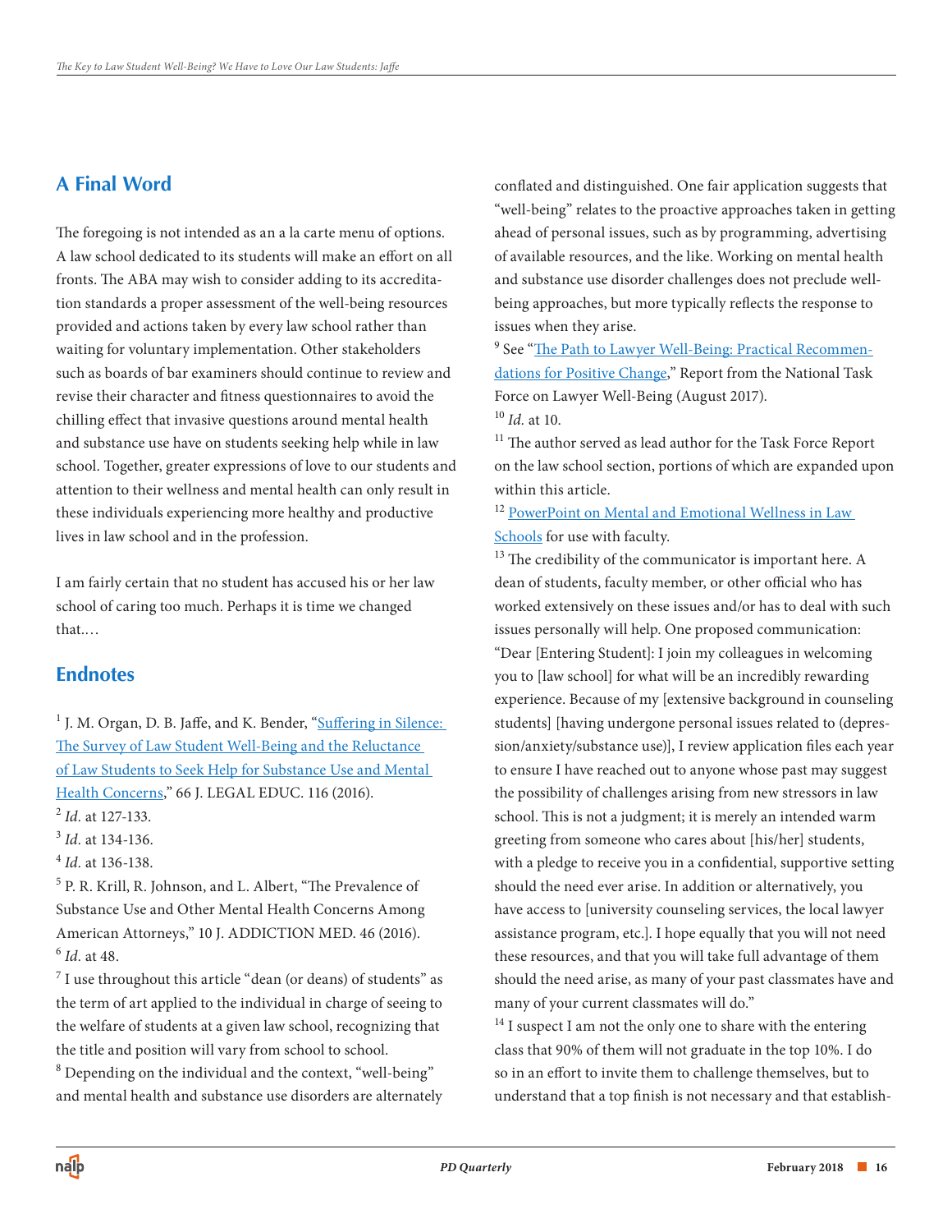## A Final Word

The foregoing is not intended as an a la carte menu of options. A law school dedicated to its students will make an effort on all fronts. The ABA may wish to consider adding to its accreditation standards a proper assessment of the well-being resources provided and actions taken by every law school rather than waiting for voluntary implementation. Other stakeholders such as boards of bar examiners should continue to review and revise their character and fitness questionnaires to avoid the chilling effect that invasive questions around mental health and substance use have on students seeking help while in law school. Together, greater expressions of love to our students and attention to their wellness and mental health can only result in these individuals experiencing more healthy and productive lives in law school and in the profession.

I am fairly certain that no student has accused his or her law school of caring too much. Perhaps it is time we changed that.…

## Endnotes

[1] J. M. Organ, D. B. Jaffe, and K. Bender, "Suffering in Silence: The Survey of Law Student Well-Being and the Reluctance of Law Students to Seek Help for Substance Use and Mental Health Concerns," 66 J. LEGAL EDUC. 116 (2016).

[2] *Id.* at 127-133.

[3] *Id.* at 134-136.

[4] *Id.* at 136-138.

[5] P. R. Krill, R. Johnson, and L. Albert, "The Prevalence of Substance Use and Other Mental Health Concerns Among American Attorneys," 10 J. ADDICTION MED. 46 (2016).

[6] *Id.* at 48.

[7] I use throughout this article "dean (or deans) of students" as the term of art applied to the individual in charge of seeing to the welfare of students at a given law school, recognizing that the title and position will vary from school to school.

[8] Depending on the individual and the context, "well-being" and mental health and substance use disorders are alternately conflated and distinguished. One fair application suggests that "well-being" relates to the proactive approaches taken in getting ahead of personal issues, such as by programming, advertising of available resources, and the like. Working on mental health and substance use disorder challenges does not preclude well-being approaches, but more typically reflects the response to issues when they arise.

[9] See "The Path to Lawyer Well-Being: Practical Recommendations for Positive Change," Report from the National Task Force on Lawyer Well-Being (August 2017).

[10] *Id.* at 10.

[11] The author served as lead author for the Task Force Report on the law school section, portions of which are expanded upon within this article.

[12] PowerPoint on Mental and Emotional Wellness in Law Schools for use with faculty.

[13] The credibility of the communicator is important here. A dean of students, faculty member, or other official who has worked extensively on these issues and/or has to deal with such issues personally will help. One proposed communication: "Dear [Entering Student]: I join my colleagues in welcoming you to [law school] for what will be an incredibly rewarding experience. Because of my [extensive background in counseling students] [having undergone personal issues related to (depression/anxiety/substance use)], I review application files each year to ensure I have reached out to anyone whose past may suggest the possibility of challenges arising from new stressors in law school. This is not a judgment; it is merely an intended warm greeting from someone who cares about [his/her] students, with a pledge to receive you in a confidential, supportive setting should the need ever arise. In addition or alternatively, you have access to [university counseling services, the local lawyer assistance program, etc.]. I hope equally that you will not need these resources, and that you will take full advantage of them should the need arise, as many of your past classmates have and many of your current classmates will do."

[14] I suspect I am not the only one to share with the entering class that 90% of them will not graduate in the top 10%. I do so in an effort to invite them to challenge themselves, but to understand that a top finish is not necessary and that establish-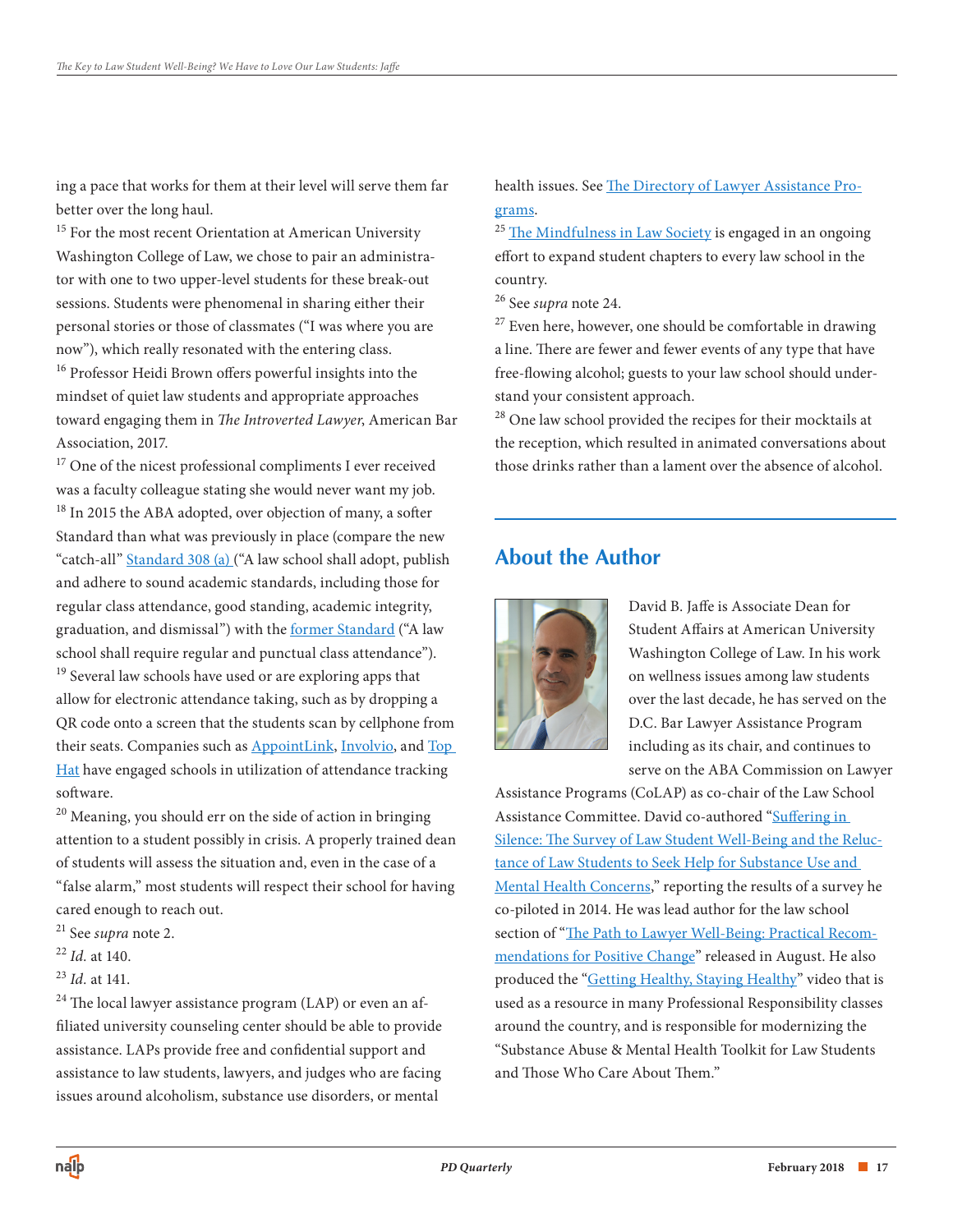ing a pace that works for them at their level will serve them far better over the long haul.

[15] For the most recent Orientation at American University Washington College of Law, we chose to pair an administrator with one to two upper-level students for these break-out sessions. Students were phenomenal in sharing either their personal stories or those of classmates ("I was where you are now"), which really resonated with the entering class.

[16] Professor Heidi Brown offers powerful insights into the mindset of quiet law students and appropriate approaches toward engaging them in *The Introverted Lawyer*, American Bar Association, 2017.

[17] One of the nicest professional compliments I ever received was a faculty colleague stating she would never want my job.

[18] In 2015 the ABA adopted, over objection of many, a softer Standard than what was previously in place (compare the new "catch-all" [Standard 308 (a)](#) ("A law school shall adopt, publish and adhere to sound academic standards, including those for regular class attendance, good standing, academic integrity, graduation, and dismissal") with the [former Standard](#) ("A law school shall require regular and punctual class attendance").

[19] Several law schools have used or are exploring apps that allow for electronic attendance taking, such as by dropping a QR code onto a screen that the students scan by cellphone from their seats. Companies such as [AppointLink](#), [Involvio](#), and [Top Hat](#) have engaged schools in utilization of attendance tracking software.

[20] Meaning, you should err on the side of action in bringing attention to a student possibly in crisis. A properly trained dean of students will assess the situation and, even in the case of a "false alarm," most students will respect their school for having cared enough to reach out.

[21] See *supra* note 2.

[22] *Id.* at 140.

[23] *Id.* at 141.

[24] The local lawyer assistance program (LAP) or even an affiliated university counseling center should be able to provide assistance. LAPs provide free and confidential support and assistance to law students, lawyers, and judges who are facing issues around alcoholism, substance use disorders, or mental health issues. See [The Directory of Lawyer Assistance Programs](#).

[25] [The Mindfulness in Law Society](#) is engaged in an ongoing effort to expand student chapters to every law school in the country.

[26] See *supra* note 24.

[27] Even here, however, one should be comfortable in drawing a line. There are fewer and fewer events of any type that have free-flowing alcohol; guests to your law school should understand your consistent approach.

[28] One law school provided the recipes for their mocktails at the reception, which resulted in animated conversations about those drinks rather than a lament over the absence of alcohol.

## About the Author

David B. Jaffe is Associate Dean for Student Affairs at American University Washington College of Law. In his work on wellness issues among law students over the last decade, he has served on the D.C. Bar Lawyer Assistance Program including as its chair, and continues to serve on the ABA Commission on Lawyer Assistance Programs (CoLAP) as co-chair of the Law School Assistance Committee. David co-authored "[Suffering in Silence: The Survey of Law Student Well-Being and the Reluctance of Law Students to Seek Help for Substance Use and Mental Health Concerns](#)," reporting the results of a survey he co-piloted in 2014. He was lead author for the law school section of "[The Path to Lawyer Well-Being: Practical Recommendations for Positive Change](#)" released in August. He also produced the "[Getting Healthy, Staying Healthy](#)" video that is used as a resource in many Professional Responsibility classes around the country, and is responsible for modernizing the "Substance Abuse & Mental Health Toolkit for Law Students and Those Who Care About Them."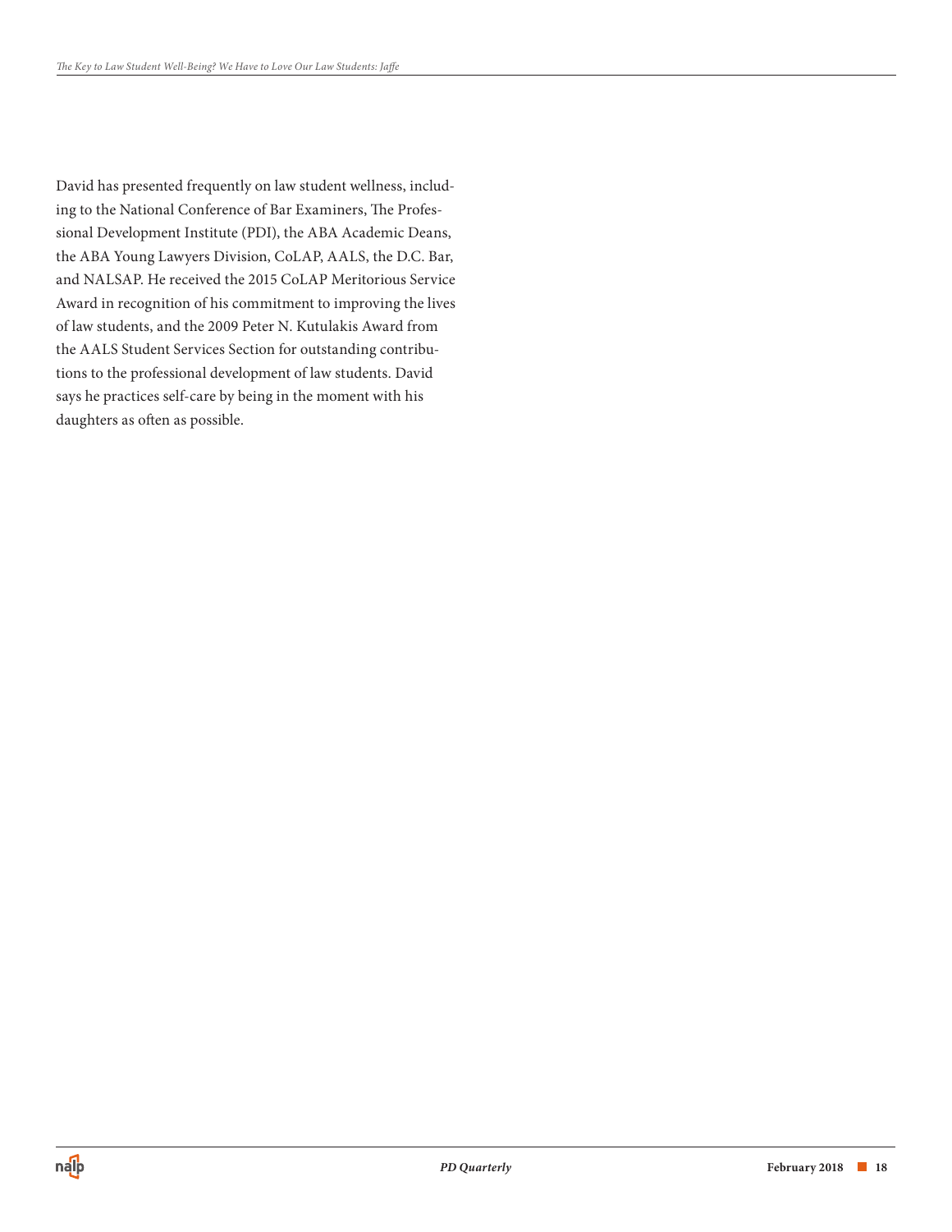David has presented frequently on law student wellness, including to the National Conference of Bar Examiners, The Professional Development Institute (PDI), the ABA Academic Deans, the ABA Young Lawyers Division, CoLAP, AALS, the D.C. Bar, and NALSAP. He received the 2015 CoLAP Meritorious Service Award in recognition of his commitment to improving the lives of law students, and the 2009 Peter N. Kutulakis Award from the AALS Student Services Section for outstanding contributions to the professional development of law students. David says he practices self-care by being in the moment with his daughters as often as possible.